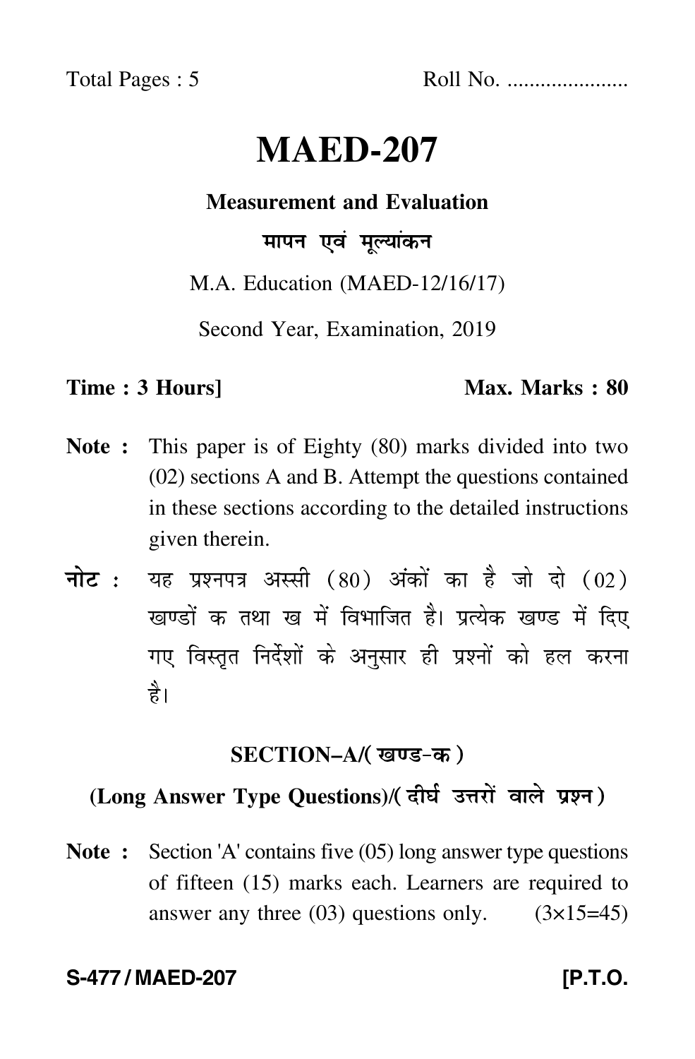Total Pages : 5 Roll No. .....................

# MAED-207

**Measurement and Evaluation**

**मापन एवं मूल्यांकन**

M.A. Education (MAED-12/16/17)

Second Year, Examination, 2019

**Time : 3 Hours]** **Max. Marks : 80**

**Note :** This paper is of Eighty (80) marks divided into two (02) sections A and B. Attempt the questions contained in these sections according to the detailed instructions given therein.

**नोट :** यह प्रश्नपत्र अस्सी (80) अंकों का है जो दो (02) खण्डों क तथा ख में विभाजित है। प्रत्येक खण्ड में दिए गए विस्तृत निर्देशों के अनुसार ही प्रश्नों को हल करना है।

## SECTION–A/(खण्ड-क)

### (Long Answer Type Questions)/(दीर्घ उत्तरों वाले प्रश्न)

**Note :** Section 'A' contains five (05) long answer type questions of fifteen (15) marks each. Learners are required to answer any three (03) questions only. (3×15=45)

**S-477 / MAED-207** **[P.T.O.**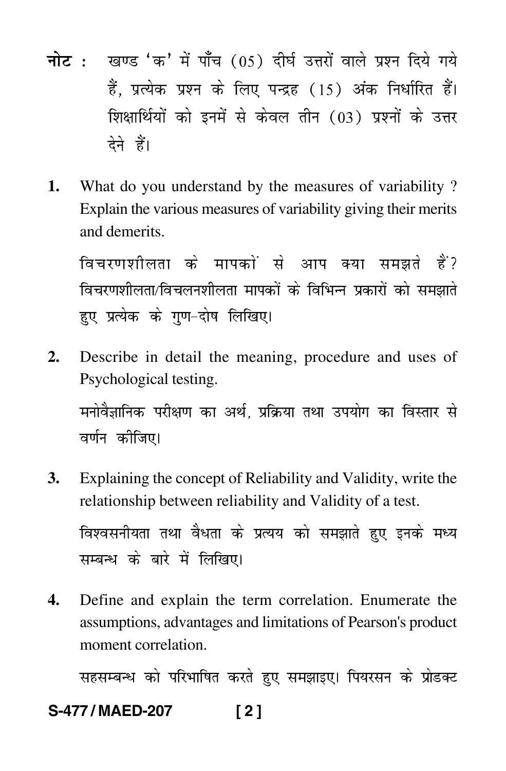**नोट :** खण्ड 'क' में पाँच (05) दीर्घ उत्तरों वाले प्रश्न दिये गये हैं, प्रत्येक प्रश्न के लिए पन्द्रह (15) अंक निर्धारित हैं। शिक्षार्थियों को इनमें से केवल तीन (03) प्रश्नों के उत्तर देने हैं।

1. What do you understand by the measures of variability ? Explain the various measures of variability giving their merits and demerits.

   विचरणशीलता के मापकों से आप क्या समझते हैं? विचरणशीलता/विचलनशीलता मापकों के विभिन्न प्रकारों को समझाते हुए प्रत्येक के गुण-दोष लिखिए।

2. Describe in detail the meaning, procedure and uses of Psychological testing.

   मनोवैज्ञानिक परीक्षण का अर्थ, प्रक्रिया तथा उपयोग का विस्तार से वर्णन कीजिए।

3. Explaining the concept of Reliability and Validity, write the relationship between reliability and Validity of a test.

   विश्वसनीयता तथा वैधता के प्रत्यय को समझाते हुए इनके मध्य सम्बन्ध के बारे में लिखिए।

4. Define and explain the term correlation. Enumerate the assumptions, advantages and limitations of Pearson's product moment correlation.

   सहसम्बन्ध को परिभाषित करते हुए समझाइए। पियरसन के प्रोडक्ट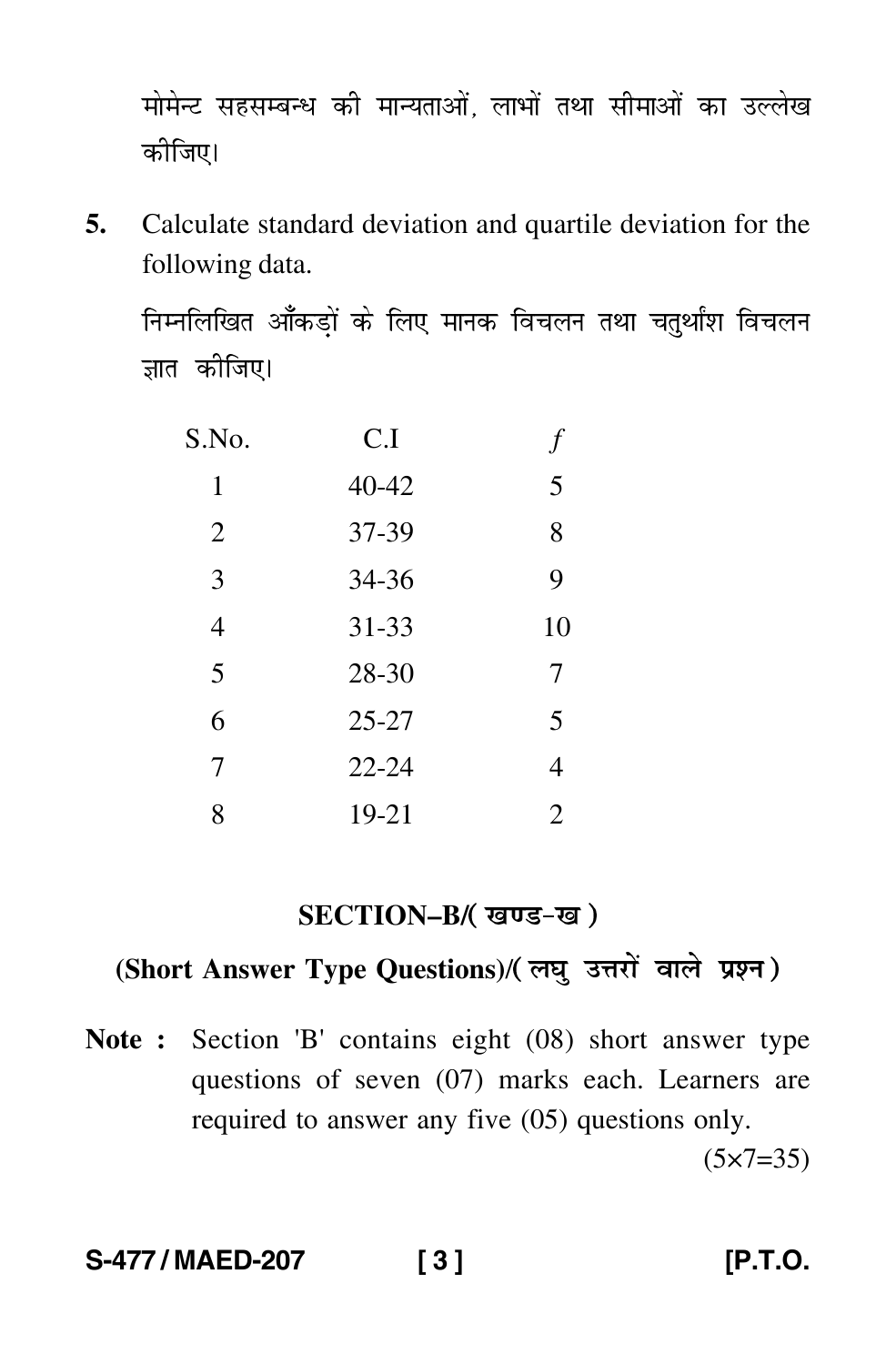मोमेन्ट सहसम्बन्ध की मान्यताओं, लाभों तथा सीमाओं का उल्लेख कीजिए।

**5.** Calculate standard deviation and quartile deviation for the following data.

निम्नलिखित आँकड़ों के लिए मानक विचलन तथा चतुर्थांश विचलन ज्ञात कीजिए।

| S.No. | C.I | *f* |
|---|---|---|
| 1 | 40-42 | 5 |
| 2 | 37-39 | 8 |
| 3 | 34-36 | 9 |
| 4 | 31-33 | 10 |
| 5 | 28-30 | 7 |
| 6 | 25-27 | 5 |
| 7 | 22-24 | 4 |
| 8 | 19-21 | 2 |

## SECTION–B/( खण्ड-ख )

### (Short Answer Type Questions)/( लघु उत्तरों वाले प्रश्न )

**Note :** Section 'B' contains eight (08) short answer type questions of seven (07) marks each. Learners are required to answer any five (05) questions only.

(5×7=35)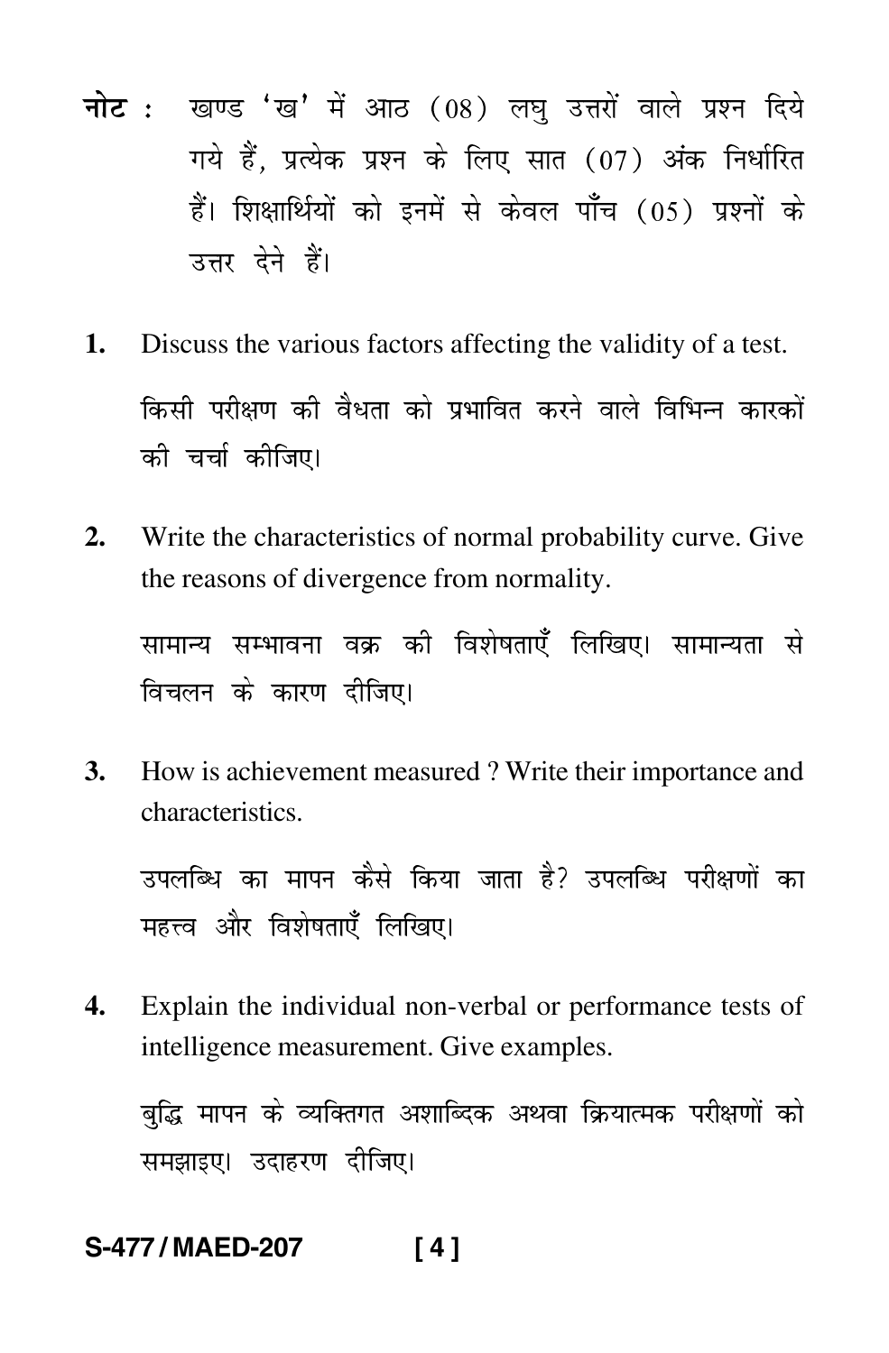**नोट :** खण्ड 'ख' में आठ (08) लघु उत्तरों वाले प्रश्न दिये गये हैं, प्रत्येक प्रश्न के लिए सात (07) अंक निर्धारित हैं। शिक्षार्थियों को इनमें से केवल पाँच (05) प्रश्नों के उत्तर देने हैं।

**1.** Discuss the various factors affecting the validity of a test.

किसी परीक्षण की वैधता को प्रभावित करने वाले विभिन्न कारकों की चर्चा कीजिए।

**2.** Write the characteristics of normal probability curve. Give the reasons of divergence from normality.

सामान्य सम्भावना वक्र की विशेषताएँ लिखिए। सामान्यता से विचलन के कारण दीजिए।

**3.** How is achievement measured ? Write their importance and characteristics.

उपलब्धि का मापन कैसे किया जाता है? उपलब्धि परीक्षणों का महत्त्व और विशेषताएँ लिखिए।

**4.** Explain the individual non-verbal or performance tests of intelligence measurement. Give examples.

बुद्धि मापन के व्यक्तिगत अशाब्दिक अथवा क्रियात्मक परीक्षणों को समझाइए। उदाहरण दीजिए।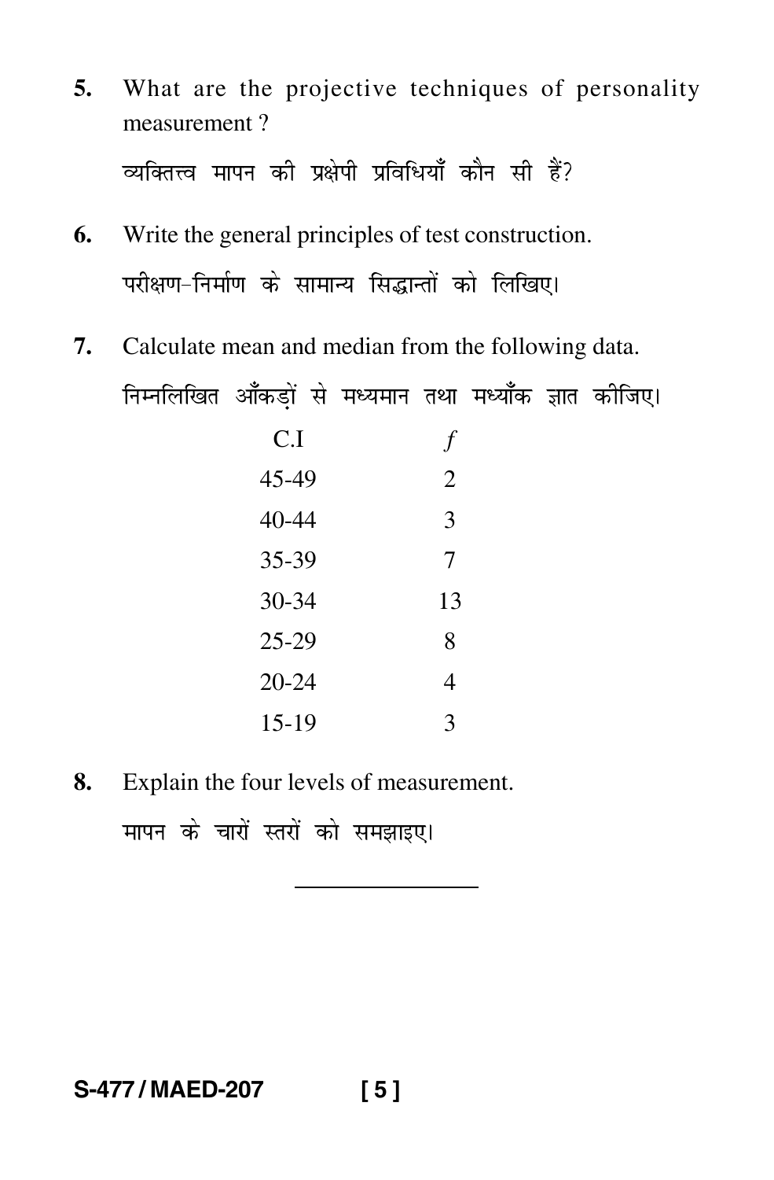5. What are the projective techniques of personality measurement ?

   व्यक्तित्त्व मापन की प्रक्षेपी प्रविधियाँ कौन सी हैं?

6. Write the general principles of test construction.

   परीक्षण-निर्माण के सामान्य सिद्धान्तों को लिखिए।

7. Calculate mean and median from the following data.

   निम्नलिखित आँकड़ों से मध्यमान तथा मध्याँक ज्ञात कीजिए।

| C.I | $f$ |
|---|---|
| 45-49 | 2 |
| 40-44 | 3 |
| 35-39 | 7 |
| 30-34 | 13 |
| 25-29 | 8 |
| 20-24 | 4 |
| 15-19 | 3 |

8. Explain the four levels of measurement.

   मापन के चारों स्तरों को समझाइए।